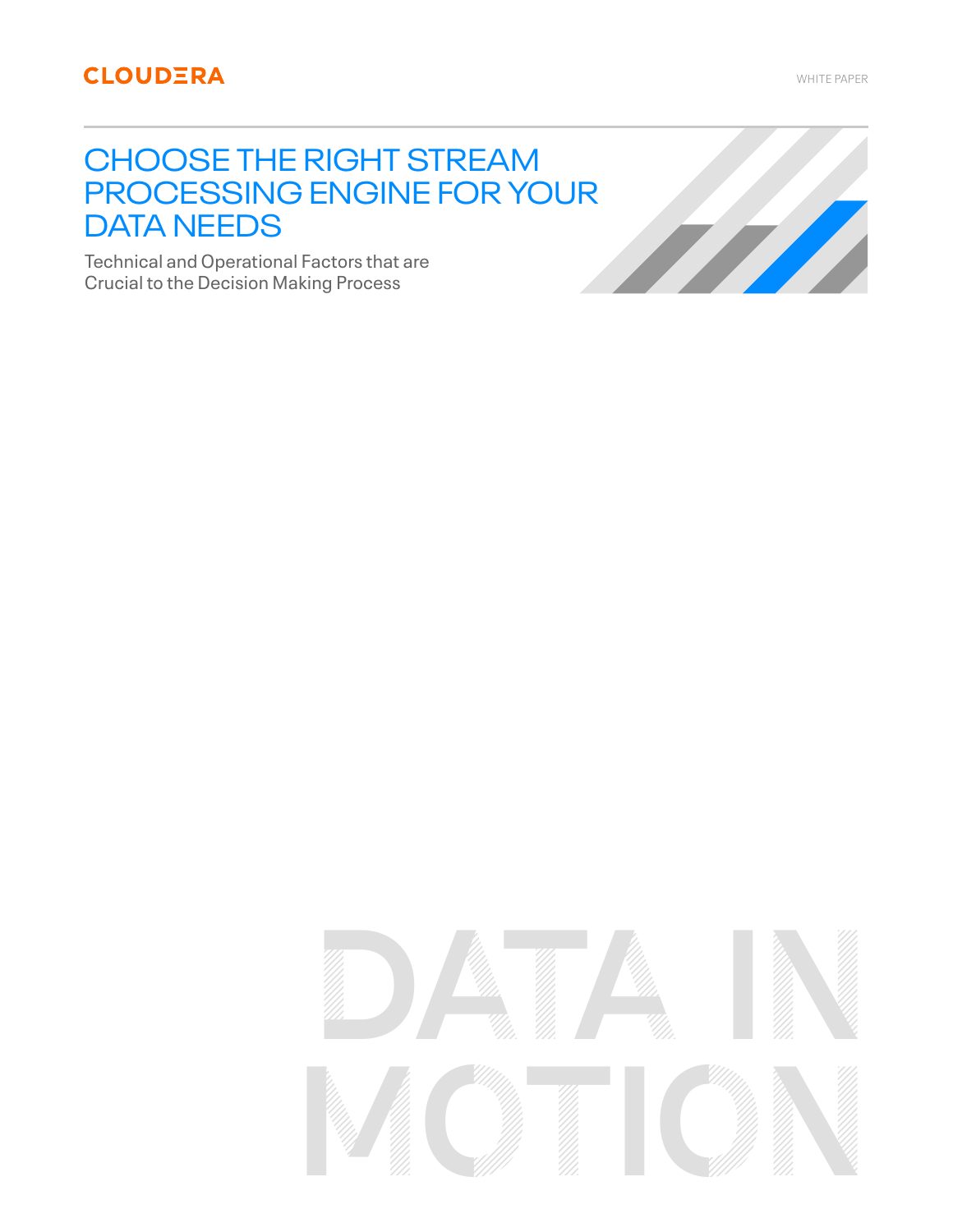CLOUDERA

WHITE PAPER

# CHOOSE THE RIGHT STREAM PROCESSING ENGINE FOR YOUR DATA NEEDS

Technical and Operational Factors that are Crucial to the Decision Making Process

DATA IN MOTION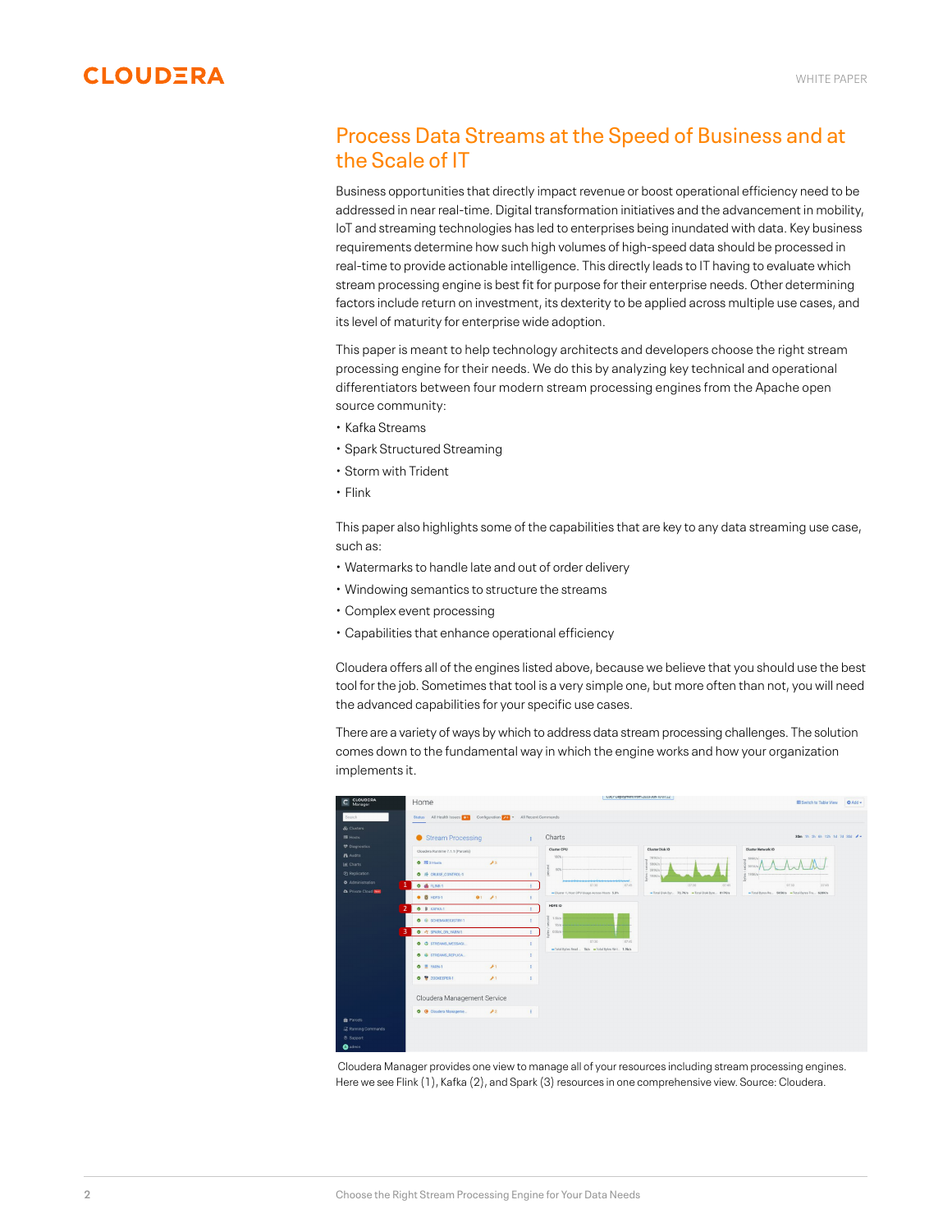## Process Data Streams at the Speed of Business and at the Scale of IT

Business opportunities that directly impact revenue or boost operational efficiency need to be addressed in near real-time. Digital transformation initiatives and the advancement in mobility, IoT and streaming technologies has led to enterprises being inundated with data. Key business requirements determine how such high volumes of high-speed data should be processed in real-time to provide actionable intelligence. This directly leads to IT having to evaluate which stream processing engine is best fit for purpose for their enterprise needs. Other determining factors include return on investment, its dexterity to be applied across multiple use cases, and its level of maturity for enterprise wide adoption.

This paper is meant to help technology architects and developers choose the right stream processing engine for their needs. We do this by analyzing key technical and operational differentiators between four modern stream processing engines from the Apache open source community:

- Kafka Streams
- Spark Structured Streaming
- Storm with Trident
- Flink

This paper also highlights some of the capabilities that are key to any data streaming use case, such as:

- Watermarks to handle late and out of order delivery
- Windowing semantics to structure the streams
- Complex event processing
- Capabilities that enhance operational efficiency

Cloudera offers all of the engines listed above, because we believe that you should use the best tool for the job. Sometimes that tool is a very simple one, but more often than not, you will need the advanced capabilities for your specific use cases.

There are a variety of ways by which to address data stream processing challenges. The solution comes down to the fundamental way in which the engine works and how your organization implements it.

Cloudera Manager provides one view to manage all of your resources including stream processing engines. Here we see Flink (1), Kafka (2), and Spark (3) resources in one comprehensive view. Source: Cloudera.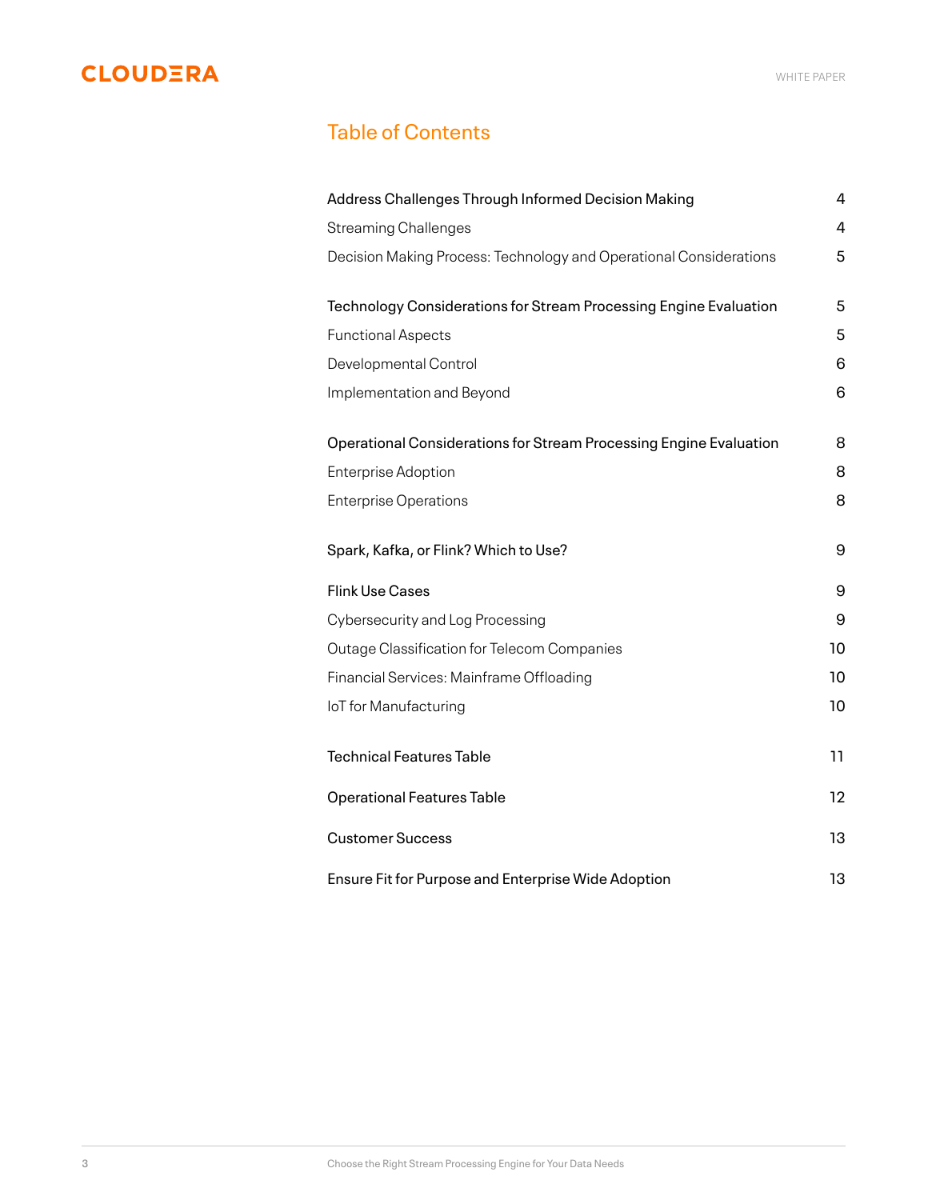## Table of Contents

| | |
|---|---|
| Address Challenges Through Informed Decision Making | 4 |
| Streaming Challenges | 4 |
| Decision Making Process: Technology and Operational Considerations | 5 |
| Technology Considerations for Stream Processing Engine Evaluation | 5 |
| Functional Aspects | 5 |
| Developmental Control | 6 |
| Implementation and Beyond | 6 |
| Operational Considerations for Stream Processing Engine Evaluation | 8 |
| Enterprise Adoption | 8 |
| Enterprise Operations | 8 |
| Spark, Kafka, or Flink? Which to Use? | 9 |
| Flink Use Cases | 9 |
| Cybersecurity and Log Processing | 9 |
| Outage Classification for Telecom Companies | 10 |
| Financial Services: Mainframe Offloading | 10 |
| IoT for Manufacturing | 10 |
| Technical Features Table | 11 |
| Operational Features Table | 12 |
| Customer Success | 13 |
| Ensure Fit for Purpose and Enterprise Wide Adoption | 13 |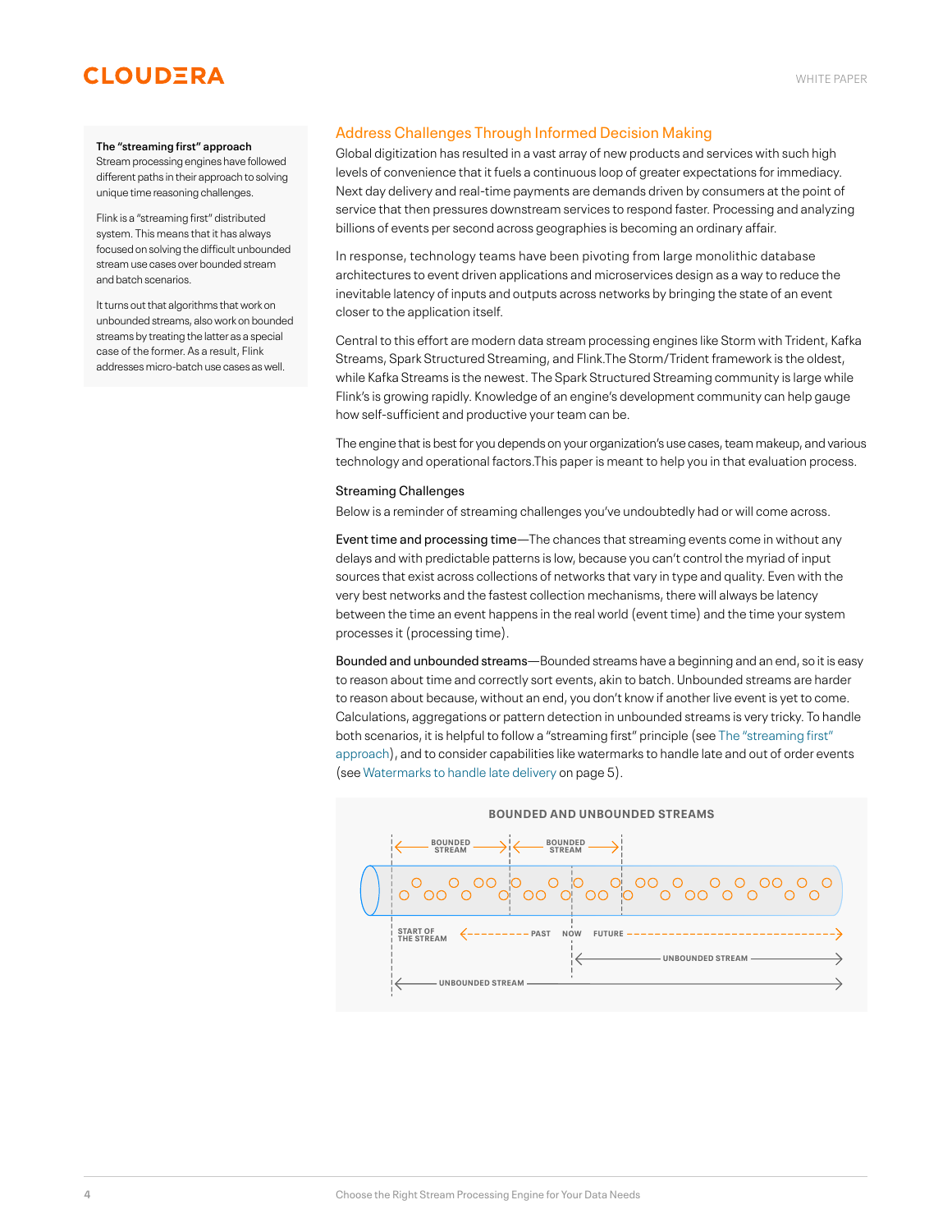### The "streaming first" approach

Stream processing engines have followed different paths in their approach to solving unique time reasoning challenges.

Flink is a "streaming first" distributed system. This means that it has always focused on solving the difficult unbounded stream use cases over bounded stream and batch scenarios.

It turns out that algorithms that work on unbounded streams, also work on bounded streams by treating the latter as a special case of the former. As a result, Flink addresses micro-batch use cases as well.

## Address Challenges Through Informed Decision Making

Global digitization has resulted in a vast array of new products and services with such high levels of convenience that it fuels a continuous loop of greater expectations for immediacy. Next day delivery and real-time payments are demands driven by consumers at the point of service that then pressures downstream services to respond faster. Processing and analyzing billions of events per second across geographies is becoming an ordinary affair.

In response, technology teams have been pivoting from large monolithic database architectures to event driven applications and microservices design as a way to reduce the inevitable latency of inputs and outputs across networks by bringing the state of an event closer to the application itself.

Central to this effort are modern data stream processing engines like Storm with Trident, Kafka Streams, Spark Structured Streaming, and Flink.The Storm/Trident framework is the oldest, while Kafka Streams is the newest. The Spark Structured Streaming community is large while Flink's is growing rapidly. Knowledge of an engine's development community can help gauge how self-sufficient and productive your team can be.

The engine that is best for you depends on your organization's use cases, team makeup, and various technology and operational factors.This paper is meant to help you in that evaluation process.

### Streaming Challenges

Below is a reminder of streaming challenges you've undoubtedly had or will come across.

**Event time and processing time**—The chances that streaming events come in without any delays and with predictable patterns is low, because you can't control the myriad of input sources that exist across collections of networks that vary in type and quality. Even with the very best networks and the fastest collection mechanisms, there will always be latency between the time an event happens in the real world (event time) and the time your system processes it (processing time).

**Bounded and unbounded streams**—Bounded streams have a beginning and an end, so it is easy to reason about time and correctly sort events, akin to batch. Unbounded streams are harder to reason about because, without an end, you don't know if another live event is yet to come. Calculations, aggregations or pattern detection in unbounded streams is very tricky. To handle both scenarios, it is helpful to follow a "streaming first" principle (see The "streaming first" approach), and to consider capabilities like watermarks to handle late and out of order events (see Watermarks to handle late delivery on page 5).

**BOUNDED AND UNBOUNDED STREAMS**

BOUNDED STREAM | BOUNDED STREAM

START OF THE STREAM — PAST — NOW — FUTURE

UNBOUNDED STREAM

UNBOUNDED STREAM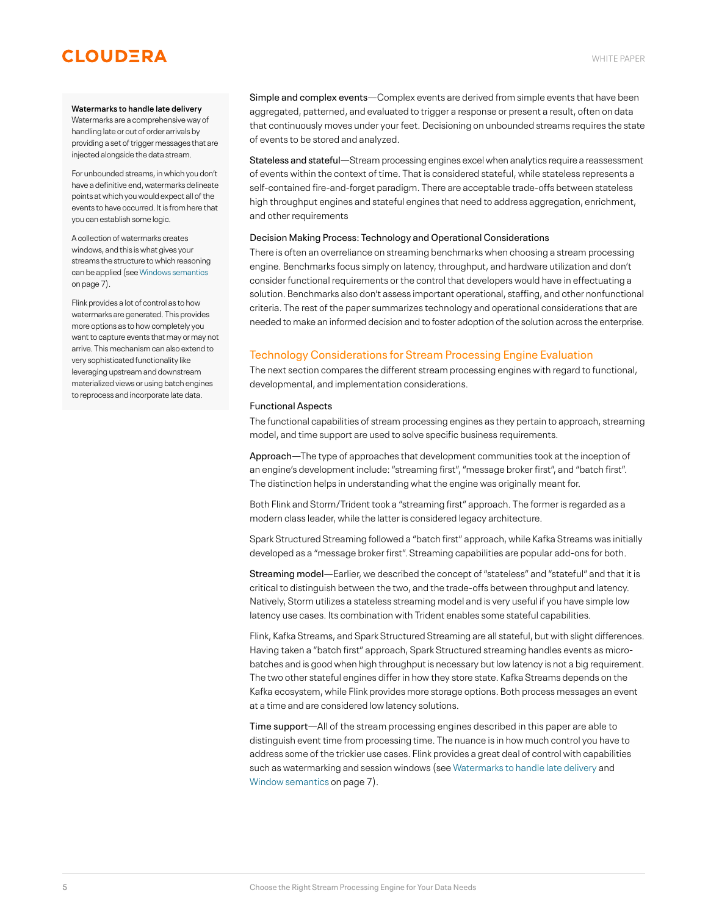**Watermarks to handle late delivery**
Watermarks are a comprehensive way of handling late or out of order arrivals by providing a set of trigger messages that are injected alongside the data stream.

For unbounded streams, in which you don't have a definitive end, watermarks delineate points at which you would expect all of the events to have occurred. It is from here that you can establish some logic.

A collection of watermarks creates windows, and this is what gives your streams the structure to which reasoning can be applied (see Windows semantics on page 7).

Flink provides a lot of control as to how watermarks are generated. This provides more options as to how completely you want to capture events that may or may not arrive. This mechanism can also extend to very sophisticated functionality like leveraging upstream and downstream materialized views or using batch engines to reprocess and incorporate late data.

Simple and complex events—Complex events are derived from simple events that have been aggregated, patterned, and evaluated to trigger a response or present a result, often on data that continuously moves under your feet. Decisioning on unbounded streams requires the state of events to be stored and analyzed.

Stateless and stateful—Stream processing engines excel when analytics require a reassessment of events within the context of time. That is considered stateful, while stateless represents a self-contained fire-and-forget paradigm. There are acceptable trade-offs between stateless high throughput engines and stateful engines that need to address aggregation, enrichment, and other requirements

### Decision Making Process: Technology and Operational Considerations

There is often an overreliance on streaming benchmarks when choosing a stream processing engine. Benchmarks focus simply on latency, throughput, and hardware utilization and don't consider functional requirements or the control that developers would have in effectuating a solution. Benchmarks also don't assess important operational, staffing, and other nonfunctional criteria. The rest of the paper summarizes technology and operational considerations that are needed to make an informed decision and to foster adoption of the solution across the enterprise.

## Technology Considerations for Stream Processing Engine Evaluation

The next section compares the different stream processing engines with regard to functional, developmental, and implementation considerations.

### Functional Aspects

The functional capabilities of stream processing engines as they pertain to approach, streaming model, and time support are used to solve specific business requirements.

Approach—The type of approaches that development communities took at the inception of an engine's development include: "streaming first", "message broker first", and "batch first". The distinction helps in understanding what the engine was originally meant for.

Both Flink and Storm/Trident took a "streaming first" approach. The former is regarded as a modern class leader, while the latter is considered legacy architecture.

Spark Structured Streaming followed a "batch first" approach, while Kafka Streams was initially developed as a "message broker first". Streaming capabilities are popular add-ons for both.

Streaming model—Earlier, we described the concept of "stateless" and "stateful" and that it is critical to distinguish between the two, and the trade-offs between throughput and latency. Natively, Storm utilizes a stateless streaming model and is very useful if you have simple low latency use cases. Its combination with Trident enables some stateful capabilities.

Flink, Kafka Streams, and Spark Structured Streaming are all stateful, but with slight differences. Having taken a "batch first" approach, Spark Structured streaming handles events as micro-batches and is good when high throughput is necessary but low latency is not a big requirement. The two other stateful engines differ in how they store state. Kafka Streams depends on the Kafka ecosystem, while Flink provides more storage options. Both process messages an event at a time and are considered low latency solutions.

Time support—All of the stream processing engines described in this paper are able to distinguish event time from processing time. The nuance is in how much control you have to address some of the trickier use cases. Flink provides a great deal of control with capabilities such as watermarking and session windows (see Watermarks to handle late delivery and Window semantics on page 7).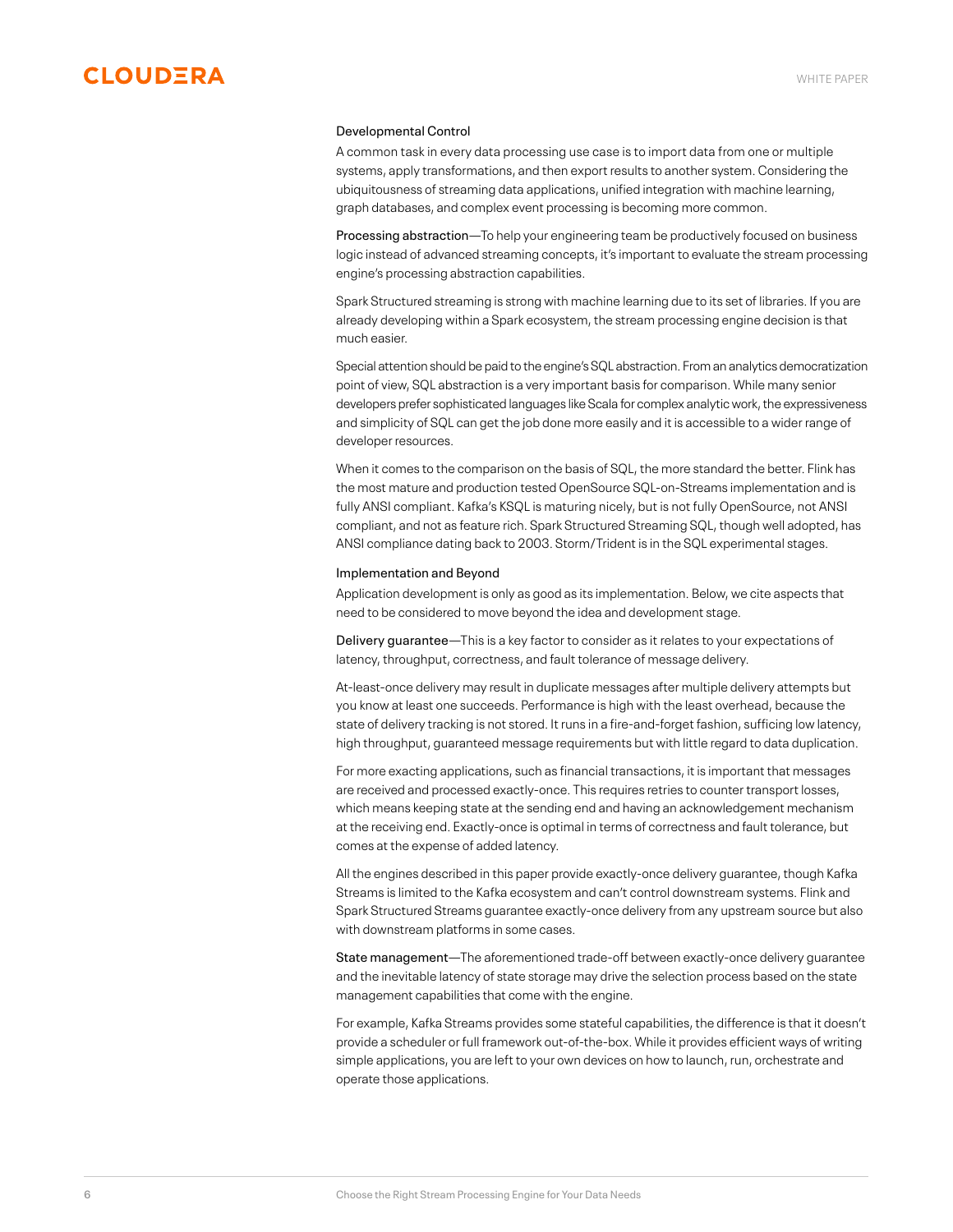### Developmental Control

A common task in every data processing use case is to import data from one or multiple systems, apply transformations, and then export results to another system. Considering the ubiquitousness of streaming data applications, unified integration with machine learning, graph databases, and complex event processing is becoming more common.

Processing abstraction—To help your engineering team be productively focused on business logic instead of advanced streaming concepts, it's important to evaluate the stream processing engine's processing abstraction capabilities.

Spark Structured streaming is strong with machine learning due to its set of libraries. If you are already developing within a Spark ecosystem, the stream processing engine decision is that much easier.

Special attention should be paid to the engine's SQL abstraction. From an analytics democratization point of view, SQL abstraction is a very important basis for comparison. While many senior developers prefer sophisticated languages like Scala for complex analytic work, the expressiveness and simplicity of SQL can get the job done more easily and it is accessible to a wider range of developer resources.

When it comes to the comparison on the basis of SQL, the more standard the better. Flink has the most mature and production tested OpenSource SQL-on-Streams implementation and is fully ANSI compliant. Kafka's KSQL is maturing nicely, but is not fully OpenSource, not ANSI compliant, and not as feature rich. Spark Structured Streaming SQL, though well adopted, has ANSI compliance dating back to 2003. Storm/Trident is in the SQL experimental stages.

### Implementation and Beyond

Application development is only as good as its implementation. Below, we cite aspects that need to be considered to move beyond the idea and development stage.

Delivery guarantee—This is a key factor to consider as it relates to your expectations of latency, throughput, correctness, and fault tolerance of message delivery.

At-least-once delivery may result in duplicate messages after multiple delivery attempts but you know at least one succeeds. Performance is high with the least overhead, because the state of delivery tracking is not stored. It runs in a fire-and-forget fashion, sufficing low latency, high throughput, guaranteed message requirements but with little regard to data duplication.

For more exacting applications, such as financial transactions, it is important that messages are received and processed exactly-once. This requires retries to counter transport losses, which means keeping state at the sending end and having an acknowledgement mechanism at the receiving end. Exactly-once is optimal in terms of correctness and fault tolerance, but comes at the expense of added latency.

All the engines described in this paper provide exactly-once delivery guarantee, though Kafka Streams is limited to the Kafka ecosystem and can't control downstream systems. Flink and Spark Structured Streams guarantee exactly-once delivery from any upstream source but also with downstream platforms in some cases.

State management—The aforementioned trade-off between exactly-once delivery guarantee and the inevitable latency of state storage may drive the selection process based on the state management capabilities that come with the engine.

For example, Kafka Streams provides some stateful capabilities, the difference is that it doesn't provide a scheduler or full framework out-of-the-box. While it provides efficient ways of writing simple applications, you are left to your own devices on how to launch, run, orchestrate and operate those applications.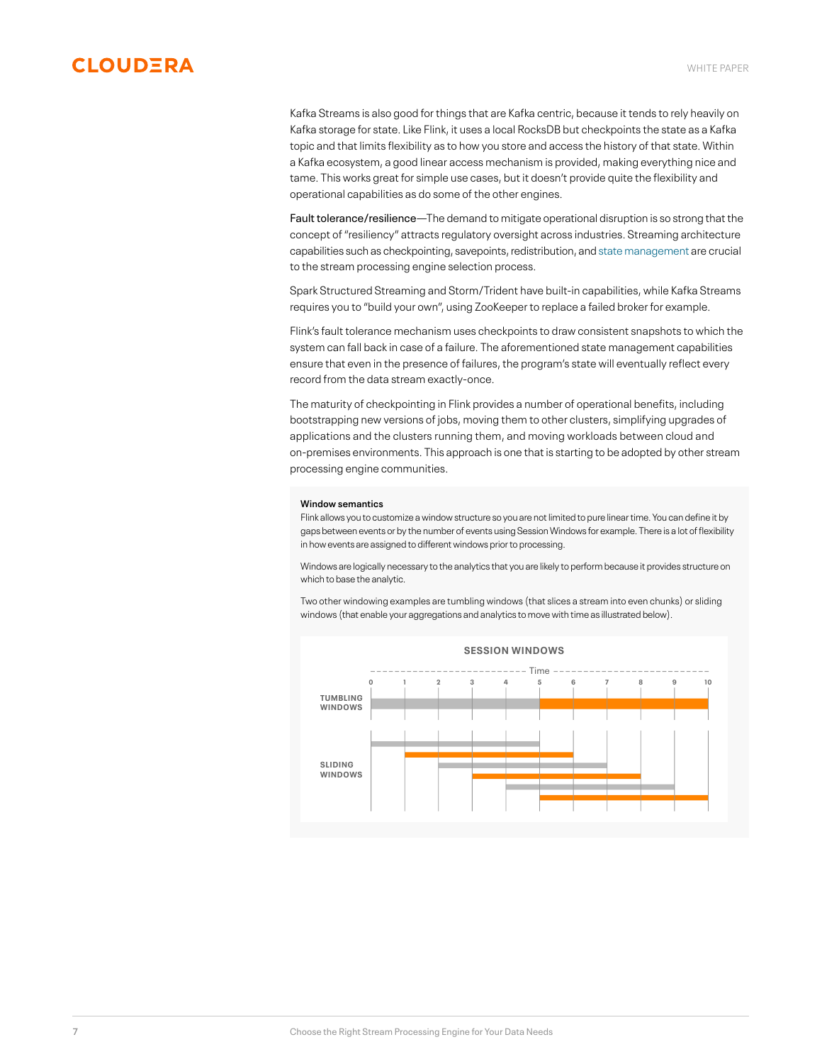Kafka Streams is also good for things that are Kafka centric, because it tends to rely heavily on Kafka storage for state. Like Flink, it uses a local RocksDB but checkpoints the state as a Kafka topic and that limits flexibility as to how you store and access the history of that state. Within a Kafka ecosystem, a good linear access mechanism is provided, making everything nice and tame. This works great for simple use cases, but it doesn't provide quite the flexibility and operational capabilities as do some of the other engines.

Fault tolerance/resilience—The demand to mitigate operational disruption is so strong that the concept of "resiliency" attracts regulatory oversight across industries. Streaming architecture capabilities such as checkpointing, savepoints, redistribution, and state management are crucial to the stream processing engine selection process.

Spark Structured Streaming and Storm/Trident have built-in capabilities, while Kafka Streams requires you to "build your own", using ZooKeeper to replace a failed broker for example.

Flink's fault tolerance mechanism uses checkpoints to draw consistent snapshots to which the system can fall back in case of a failure. The aforementioned state management capabilities ensure that even in the presence of failures, the program's state will eventually reflect every record from the data stream exactly-once.

The maturity of checkpointing in Flink provides a number of operational benefits, including bootstrapping new versions of jobs, moving them to other clusters, simplifying upgrades of applications and the clusters running them, and moving workloads between cloud and on-premises environments. This approach is one that is starting to be adopted by other stream processing engine communities.

**Window semantics**

Flink allows you to customize a window structure so you are not limited to pure linear time. You can define it by gaps between events or by the number of events using Session Windows for example. There is a lot of flexibility in how events are assigned to different windows prior to processing.

Windows are logically necessary to the analytics that you are likely to perform because it provides structure on which to base the analytic.

Two other windowing examples are tumbling windows (that slices a stream into even chunks) or sliding windows (that enable your aggregations and analytics to move with time as illustrated below).

**SESSION WINDOWS**

Time: 0 1 2 3 4 5 6 7 8 9 10

TUMBLING WINDOWS

SLIDING WINDOWS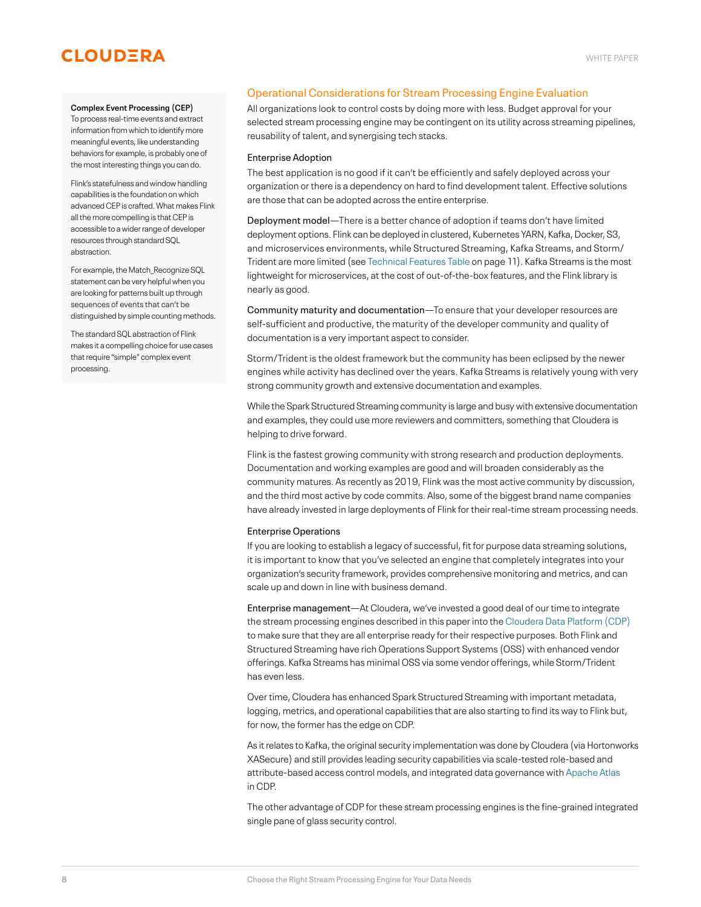**Complex Event Processing (CEP)**
To process real-time events and extract information from which to identify more meaningful events, like understanding behaviors for example, is probably one of the most interesting things you can do.

Flink's statefulness and window handling capabilities is the foundation on which advanced CEP is crafted. What makes Flink all the more compelling is that CEP is accessible to a wider range of developer resources through standard SQL abstraction.

For example, the Match_Recognize SQL statement can be very helpful when you are looking for patterns built up through sequences of events that can't be distinguished by simple counting methods.

The standard SQL abstraction of Flink makes it a compelling choice for use cases that require "simple" complex event processing.

## Operational Considerations for Stream Processing Engine Evaluation

All organizations look to control costs by doing more with less. Budget approval for your selected stream processing engine may be contingent on its utility across streaming pipelines, reusability of talent, and synergising tech stacks.

### Enterprise Adoption

The best application is no good if it can't be efficiently and safely deployed across your organization or there is a dependency on hard to find development talent. Effective solutions are those that can be adopted across the entire enterprise.

Deployment model—There is a better chance of adoption if teams don't have limited deployment options. Flink can be deployed in clustered, Kubernetes YARN, Kafka, Docker, S3, and microservices environments, while Structured Streaming, Kafka Streams, and Storm/Trident are more limited (see Technical Features Table on page 11). Kafka Streams is the most lightweight for microservices, at the cost of out-of-the-box features, and the Flink library is nearly as good.

Community maturity and documentation—To ensure that your developer resources are self-sufficient and productive, the maturity of the developer community and quality of documentation is a very important aspect to consider.

Storm/Trident is the oldest framework but the community has been eclipsed by the newer engines while activity has declined over the years. Kafka Streams is relatively young with very strong community growth and extensive documentation and examples.

While the Spark Structured Streaming community is large and busy with extensive documentation and examples, they could use more reviewers and committers, something that Cloudera is helping to drive forward.

Flink is the fastest growing community with strong research and production deployments. Documentation and working examples are good and will broaden considerably as the community matures. As recently as 2019, Flink was the most active community by discussion, and the third most active by code commits. Also, some of the biggest brand name companies have already invested in large deployments of Flink for their real-time stream processing needs.

### Enterprise Operations

If you are looking to establish a legacy of successful, fit for purpose data streaming solutions, it is important to know that you've selected an engine that completely integrates into your organization's security framework, provides comprehensive monitoring and metrics, and can scale up and down in line with business demand.

Enterprise management—At Cloudera, we've invested a good deal of our time to integrate the stream processing engines described in this paper into the Cloudera Data Platform (CDP) to make sure that they are all enterprise ready for their respective purposes. Both Flink and Structured Streaming have rich Operations Support Systems (OSS) with enhanced vendor offerings. Kafka Streams has minimal OSS via some vendor offerings, while Storm/Trident has even less.

Over time, Cloudera has enhanced Spark Structured Streaming with important metadata, logging, metrics, and operational capabilities that are also starting to find its way to Flink but, for now, the former has the edge on CDP.

As it relates to Kafka, the original security implementation was done by Cloudera (via Hortonworks XASecure) and still provides leading security capabilities via scale-tested role-based and attribute-based access control models, and integrated data governance with Apache Atlas in CDP.

The other advantage of CDP for these stream processing engines is the fine-grained integrated single pane of glass security control.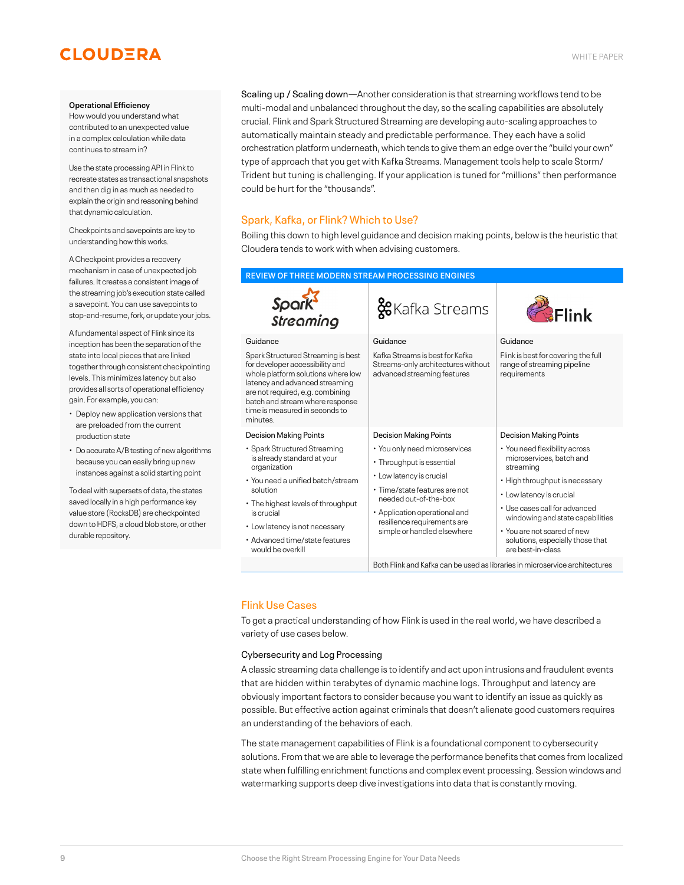**Operational Efficiency**
How would you understand what contributed to an unexpected value in a complex calculation while data continues to stream in?

Use the state processing API in Flink to recreate states as transactional snapshots and then dig in as much as needed to explain the origin and reasoning behind that dynamic calculation.

Checkpoints and savepoints are key to understanding how this works.

A Checkpoint provides a recovery mechanism in case of unexpected job failures. It creates a consistent image of the streaming job's execution state called a savepoint. You can use savepoints to stop-and-resume, fork, or update your jobs.

A fundamental aspect of Flink since its inception has been the separation of the state into local pieces that are linked together through consistent checkpointing levels. This minimizes latency but also provides all sorts of operational efficiency gain. For example, you can:

- Deploy new application versions that are preloaded from the current production state
- Do accurate A/B testing of new algorithms because you can easily bring up new instances against a solid starting point

To deal with supersets of data, the states saved locally in a high performance key value store (RocksDB) are checkpointed down to HDFS, a cloud blob store, or other durable repository.

Scaling up / Scaling down—Another consideration is that streaming workflows tend to be multi-modal and unbalanced throughout the day, so the scaling capabilities are absolutely crucial. Flink and Spark Structured Streaming are developing auto-scaling approaches to automatically maintain steady and predictable performance. They each have a solid orchestration platform underneath, which tends to give them an edge over the "build your own" type of approach that you get with Kafka Streams. Management tools help to scale Storm/Trident but tuning is challenging. If your application is tuned for "millions" then performance could be hurt for the "thousands".

## Spark, Kafka, or Flink? Which to Use?

Boiling this down to high level guidance and decision making points, below is the heuristic that Cloudera tends to work with when advising customers.

**REVIEW OF THREE MODERN STREAM PROCESSING ENGINES**

| Spark Streaming | Kafka Streams | Flink |
|---|---|---|
| **Guidance** | **Guidance** | **Guidance** |
| Spark Structured Streaming is best for developer accessibility and whole platform solutions where low latency and advanced streaming are not required, e.g. combining batch and stream where response time is measured in seconds to minutes. | Kafka Streams is best for Kafka Streams-only architectures without advanced streaming features | Flink is best for covering the full range of streaming pipeline requirements |
| **Decision Making Points** | **Decision Making Points** | **Decision Making Points** |
| • Spark Structured Streaming is already standard at your organization<br>• You need a unified batch/stream solution<br>• The highest levels of throughput is crucial<br>• Low latency is not necessary<br>• Advanced time/state features would be overkill | • You only need microservices<br>• Throughput is essential<br>• Low latency is crucial<br>• Time/state features are not needed out-of-the-box<br>• Application operational and resilience requirements are simple or handled elsewhere | • You need flexibility across microservices, batch and streaming<br>• High throughput is necessary<br>• Low latency is crucial<br>• Use cases call for advanced windowing and state capabilities<br>• You are not scared of new solutions, especially those that are best-in-class |
| | Both Flink and Kafka can be used as libraries in microservice architectures | |

## Flink Use Cases

To get a practical understanding of how Flink is used in the real world, we have described a variety of use cases below.

### Cybersecurity and Log Processing

A classic streaming data challenge is to identify and act upon intrusions and fraudulent events that are hidden within terabytes of dynamic machine logs. Throughput and latency are obviously important factors to consider because you want to identify an issue as quickly as possible. But effective action against criminals that doesn't alienate good customers requires an understanding of the behaviors of each.

The state management capabilities of Flink is a foundational component to cybersecurity solutions. From that we are able to leverage the performance benefits that comes from localized state when fulfilling enrichment functions and complex event processing. Session windows and watermarking supports deep dive investigations into data that is constantly moving.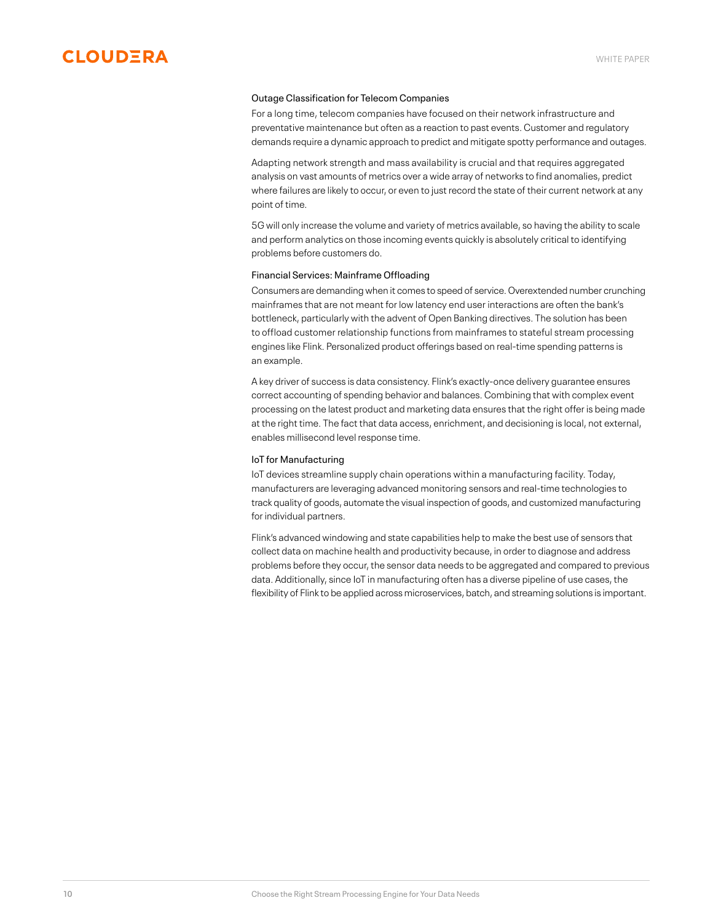### Outage Classification for Telecom Companies

For a long time, telecom companies have focused on their network infrastructure and preventative maintenance but often as a reaction to past events. Customer and regulatory demands require a dynamic approach to predict and mitigate spotty performance and outages.

Adapting network strength and mass availability is crucial and that requires aggregated analysis on vast amounts of metrics over a wide array of networks to find anomalies, predict where failures are likely to occur, or even to just record the state of their current network at any point of time.

5G will only increase the volume and variety of metrics available, so having the ability to scale and perform analytics on those incoming events quickly is absolutely critical to identifying problems before customers do.

### Financial Services: Mainframe Offloading

Consumers are demanding when it comes to speed of service. Overextended number crunching mainframes that are not meant for low latency end user interactions are often the bank's bottleneck, particularly with the advent of Open Banking directives. The solution has been to offload customer relationship functions from mainframes to stateful stream processing engines like Flink. Personalized product offerings based on real-time spending patterns is an example.

A key driver of success is data consistency. Flink's exactly-once delivery guarantee ensures correct accounting of spending behavior and balances. Combining that with complex event processing on the latest product and marketing data ensures that the right offer is being made at the right time. The fact that data access, enrichment, and decisioning is local, not external, enables millisecond level response time.

### IoT for Manufacturing

IoT devices streamline supply chain operations within a manufacturing facility. Today, manufacturers are leveraging advanced monitoring sensors and real-time technologies to track quality of goods, automate the visual inspection of goods, and customized manufacturing for individual partners.

Flink's advanced windowing and state capabilities help to make the best use of sensors that collect data on machine health and productivity because, in order to diagnose and address problems before they occur, the sensor data needs to be aggregated and compared to previous data. Additionally, since IoT in manufacturing often has a diverse pipeline of use cases, the flexibility of Flink to be applied across microservices, batch, and streaming solutions is important.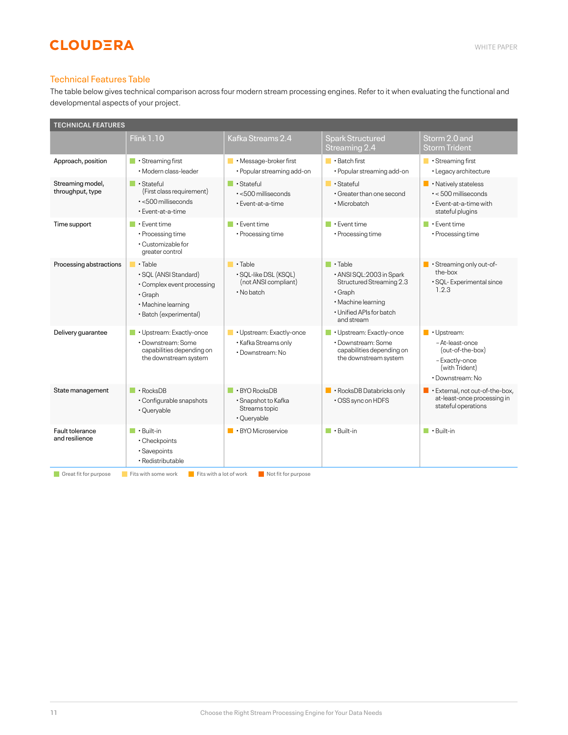## Technical Features Table

The table below gives technical comparison across four modern stream processing engines. Refer to it when evaluating the functional and developmental aspects of your project.

| TECHNICAL FEATURES | Flink 1.10 | Kafka Streams 2.4 | Spark Structured Streaming 2.4 | Storm 2.0 and Storm Trident |
|---|---|---|---|---|
| Approach, position | 🟩 • Streaming first<br>• Modern class-leader | 🟨 • Message-broker first<br>• Popular streaming add-on | 🟨 • Batch first<br>• Popular streaming add-on | 🟨 • Streaming first<br>• Legacy architecture |
| Streaming model, throughput, type | 🟩 • Stateful (First class requirement)<br>• <500 milliseconds<br>• Event-at-a-time | 🟩 • Stateful<br>• <500 milliseconds<br>• Event-at-a-time | 🟨 • Stateful<br>• Greater than one second<br>• Microbatch | 🟧 • Natively stateless<br>• < 500 milliseconds<br>• Event-at-a-time with stateful plugins |
| Time support | 🟩 • Event time<br>• Processing time<br>• Customizable for greater control | 🟩 • Event time<br>• Processing time | 🟩 • Event time<br>• Processing time | 🟩 • Event time<br>• Processing time |
| Processing abstractions | 🟨 • Table<br>• SQL (ANSI Standard)<br>• Complex event processing<br>• Graph<br>• Machine learning<br>• Batch (experimental) | 🟨 • Table<br>• SQL-like DSL (KSQL) (not ANSI compliant)<br>• No batch | 🟩 • Table<br>• ANSI SQL:2003 in Spark Structured Streaming 2.3<br>• Graph<br>• Machine learning<br>• Unified APIs for batch and stream | 🟧 • Streaming only out-of-the-box<br>• SQL- Experimental since 1.2.3 |
| Delivery guarantee | 🟩 • Upstream: Exactly-once<br>• Downstream: Some capabilities depending on the downstream system | 🟨 • Upstream: Exactly-once<br>• Kafka Streams only<br>• Downstream: No | 🟩 • Upstream: Exactly-once<br>• Downstream: Some capabilities depending on the downstream system | 🟧 • Upstream:<br>– At-least-once (out-of-the-box)<br>– Exactly-once (with Trident)<br>• Downstream: No |
| State management | 🟩 • RocksDB<br>• Configurable snapshots<br>• Queryable | 🟩 • BYO RocksDB<br>• Snapshot to Kafka Streams topic<br>• Queryable | 🟧 • RocksDB Databricks only<br>• OSS sync on HDFS | 🟥 • External, not out-of-the-box, at-least-once processing in stateful operations |
| Fault tolerance and resilience | 🟩 • Built-in<br>• Checkpoints<br>• Savepoints<br>• Redistributable | 🟧 • BYO Microservice | 🟩 • Built-in | 🟩 • Built-in |

🟩 Great fit for purpose 🟨 Fits with some work 🟧 Fits with a lot of work 🟥 Not fit for purpose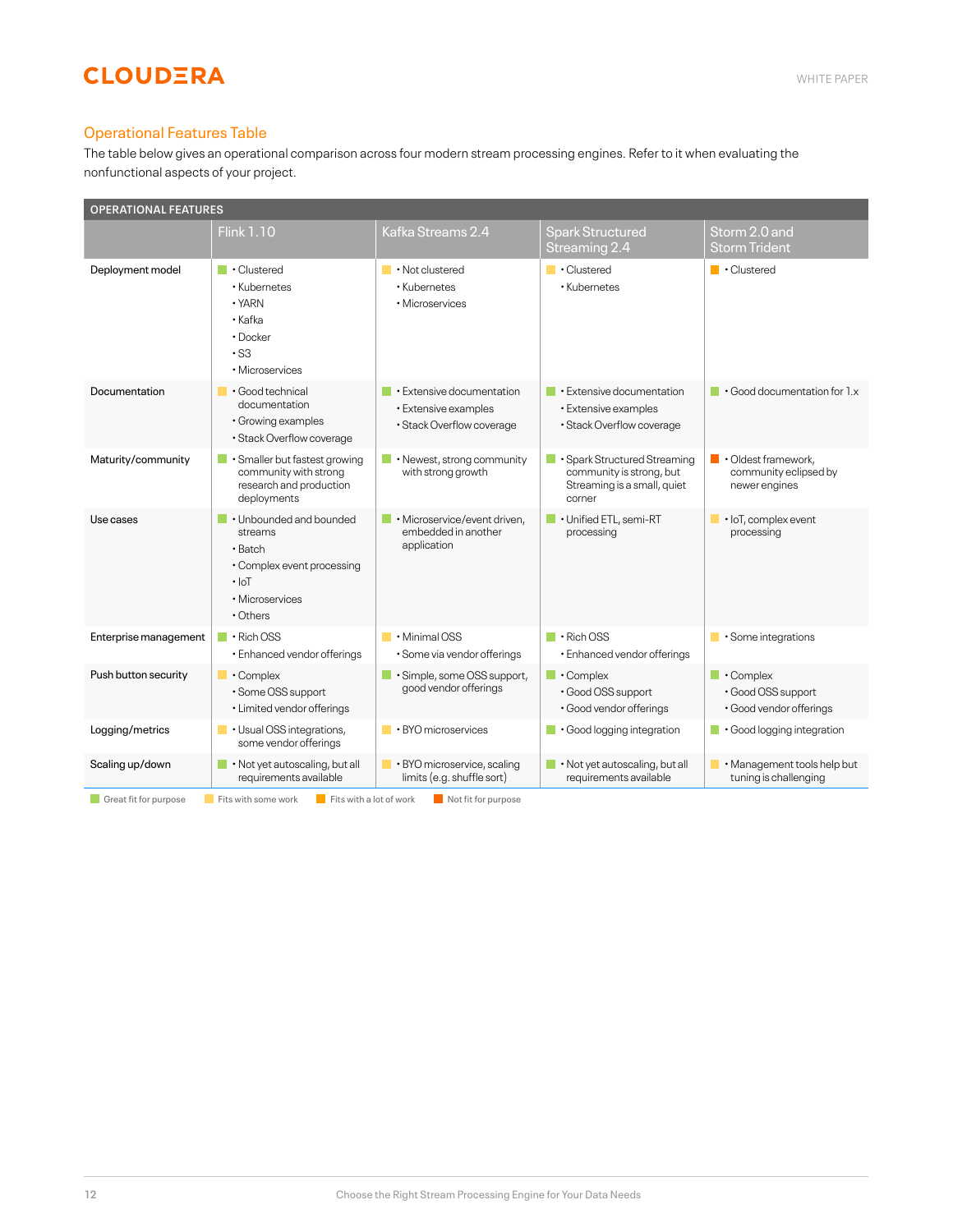## Operational Features Table

The table below gives an operational comparison across four modern stream processing engines. Refer to it when evaluating the nonfunctional aspects of your project.

| OPERATIONAL FEATURES | Flink 1.10 | Kafka Streams 2.4 | Spark Structured Streaming 2.4 | Storm 2.0 and Storm Trident |
|---|---|---|---|---|
| Deployment model | Great fit for purpose: • Clustered • Kubernetes • YARN • Kafka • Docker • S3 • Microservices | Fits with some work: • Not clustered • Kubernetes • Microservices | Fits with some work: • Clustered • Kubernetes | Fits with a lot of work: • Clustered |
| Documentation | Fits with some work: • Good technical documentation • Growing examples • Stack Overflow coverage | Great fit for purpose: • Extensive documentation • Extensive examples • Stack Overflow coverage | Great fit for purpose: • Extensive documentation • Extensive examples • Stack Overflow coverage | Great fit for purpose: • Good documentation for 1.x |
| Maturity/community | Great fit for purpose: • Smaller but fastest growing community with strong research and production deployments | Great fit for purpose: • Newest, strong community with strong growth | Great fit for purpose: • Spark Structured Streaming community is strong, but Streaming is a small, quiet corner | Not fit for purpose: • Oldest framework, community eclipsed by newer engines |
| Use cases | Great fit for purpose: • Unbounded and bounded streams • Batch • Complex event processing • IoT • Microservices • Others | Great fit for purpose: • Microservice/event driven, embedded in another application | Great fit for purpose: • Unified ETL, semi-RT processing | Fits with some work: • IoT, complex event processing |
| Enterprise management | Great fit for purpose: • Rich OSS • Enhanced vendor offerings | Fits with some work: • Minimal OSS • Some via vendor offerings | Great fit for purpose: • Rich OSS • Enhanced vendor offerings | Fits with some work: • Some integrations |
| Push button security | Fits with some work: • Complex • Some OSS support • Limited vendor offerings | Great fit for purpose: • Simple, some OSS support, good vendor offerings | Great fit for purpose: • Complex • Good OSS support • Good vendor offerings | Great fit for purpose: • Complex • Good OSS support • Good vendor offerings |
| Logging/metrics | Fits with some work: • Usual OSS integrations, some vendor offerings | Fits with some work: • BYO microservices | Great fit for purpose: • Good logging integration | Great fit for purpose: • Good logging integration |
| Scaling up/down | Great fit for purpose: • Not yet autoscaling, but all requirements available | Fits with some work: • BYO microservice, scaling limits (e.g. shuffle sort) | Great fit for purpose: • Not yet autoscaling, but all requirements available | Fits with some work: • Management tools help but tuning is challenging |

Legend: Great fit for purpose | Fits with some work | Fits with a lot of work | Not fit for purpose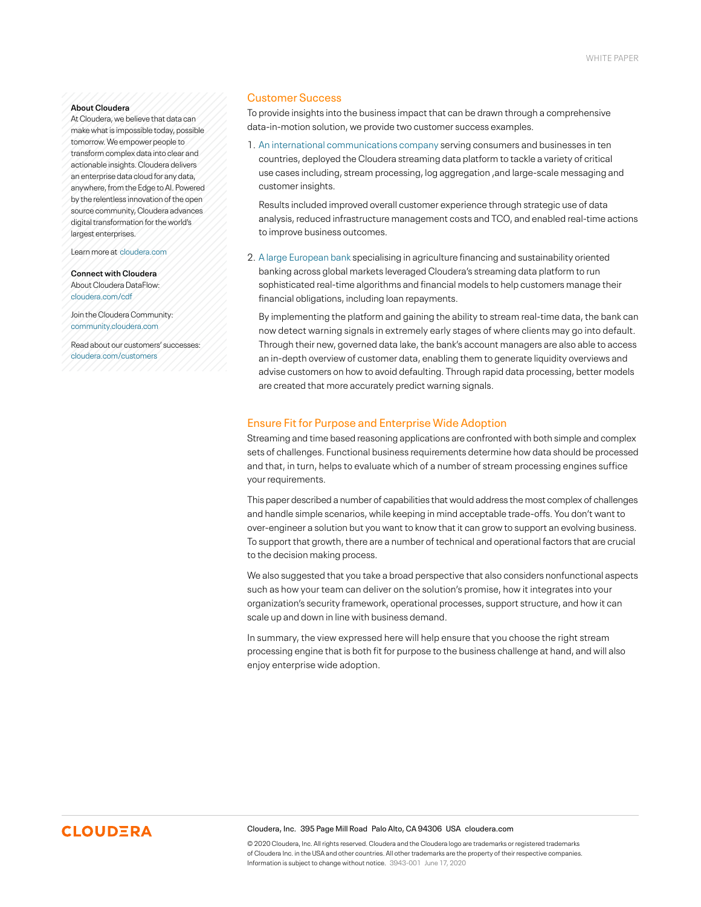## Customer Success

To provide insights into the business impact that can be drawn through a comprehensive data-in-motion solution, we provide two customer success examples.

1. An international communications company serving consumers and businesses in ten countries, deployed the Cloudera streaming data platform to tackle a variety of critical use cases including, stream processing, log aggregation ,and large-scale messaging and customer insights.

   Results included improved overall customer experience through strategic use of data analysis, reduced infrastructure management costs and TCO, and enabled real-time actions to improve business outcomes.

2. A large European bank specialising in agriculture financing and sustainability oriented banking across global markets leveraged Cloudera's streaming data platform to run sophisticated real-time algorithms and financial models to help customers manage their financial obligations, including loan repayments.

   By implementing the platform and gaining the ability to stream real-time data, the bank can now detect warning signals in extremely early stages of where clients may go into default. Through their new, governed data lake, the bank's account managers are also able to access an in-depth overview of customer data, enabling them to generate liquidity overviews and advise customers on how to avoid defaulting. Through rapid data processing, better models are created that more accurately predict warning signals.

## Ensure Fit for Purpose and Enterprise Wide Adoption

Streaming and time based reasoning applications are confronted with both simple and complex sets of challenges. Functional business requirements determine how data should be processed and that, in turn, helps to evaluate which of a number of stream processing engines suffice your requirements.

This paper described a number of capabilities that would address the most complex of challenges and handle simple scenarios, while keeping in mind acceptable trade-offs. You don't want to over-engineer a solution but you want to know that it can grow to support an evolving business. To support that growth, there are a number of technical and operational factors that are crucial to the decision making process.

We also suggested that you take a broad perspective that also considers nonfunctional aspects such as how your team can deliver on the solution's promise, how it integrates into your organization's security framework, operational processes, support structure, and how it can scale up and down in line with business demand.

In summary, the view expressed here will help ensure that you choose the right stream processing engine that is both fit for purpose to the business challenge at hand, and will also enjoy enterprise wide adoption.

**About Cloudera**

At Cloudera, we believe that data can make what is impossible today, possible tomorrow. We empower people to transform complex data into clear and actionable insights. Cloudera delivers an enterprise data cloud for any data, anywhere, from the Edge to AI. Powered by the relentless innovation of the open source community, Cloudera advances digital transformation for the world's largest enterprises.

Learn more at cloudera.com

**Connect with Cloudera**

About Cloudera DataFlow: cloudera.com/cdf

Join the Cloudera Community: community.cloudera.com

Read about our customers' successes: cloudera.com/customers

CLOUDERA

Cloudera, Inc. 395 Page Mill Road Palo Alto, CA 94306 USA cloudera.com

© 2020 Cloudera, Inc. All rights reserved. Cloudera and the Cloudera logo are trademarks or registered trademarks of Cloudera Inc. in the USA and other countries. All other trademarks are the property of their respective companies. Information is subject to change without notice. 3943-001 June 17, 2020